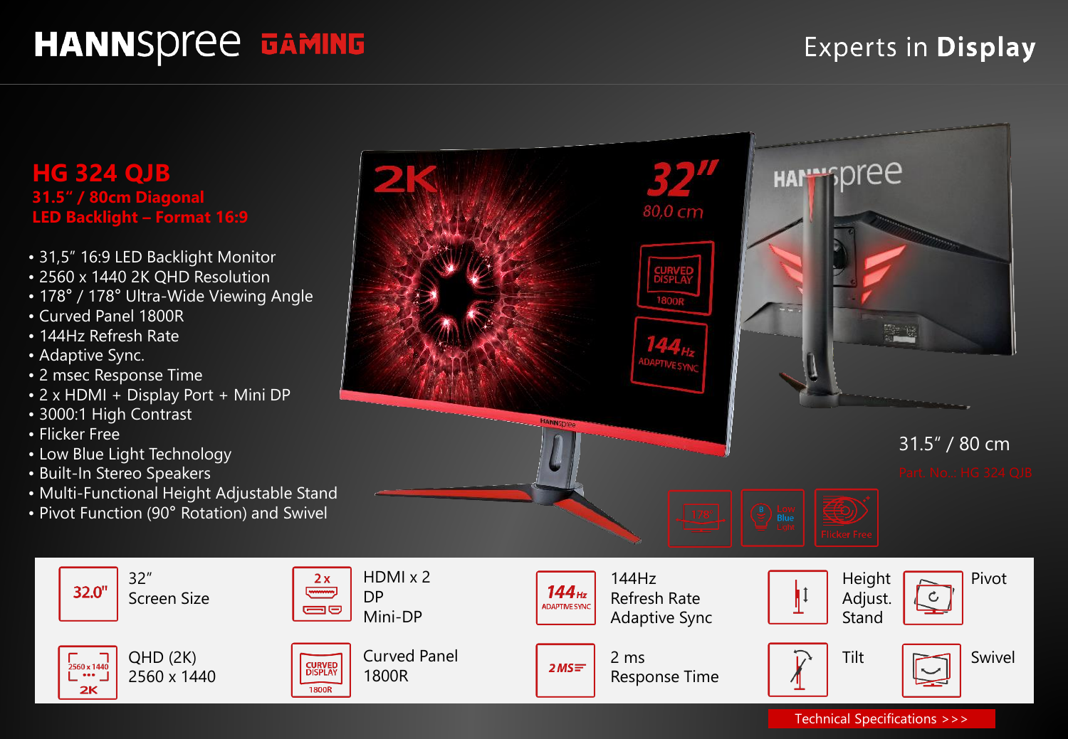# HANNSpree GAMING

Experts in **Display**

## HG 324 QJB

**31.5" / 80cm Diagonal**

**LED Backlight – Format 16:9**

- 31,5" 16:9 LED Backlight Monitor
- 2560 x 1440 2K QHD Resolution
- 178° / 178° Ultra-Wide Viewing Angle
- Curved Panel 1800R
- 144Hz Refresh Rate
- Adaptive Sync.
- 2 msec Response Time
- 2 x HDMI + Display Port + Mini DP
- 3000:1 High Contrast
- Flicker Free
- Low Blue Light Technology
- Built-In Stereo Speakers
- Multi-Functional Height Adjustable Stand
- Pivot Function (90° Rotation) and Swivel

31.5" / 80 cm

Part. No.: HG 324 QJB

| | | | | |
|---|---|---|---|---|
| 32" Screen Size | HDMI x 2, DP, Mini-DP | 144Hz Refresh Rate Adaptive Sync | Height Adjust. Stand | Pivot |
| QHD (2K) 2560 x 1440 | Curved Panel 1800R | 2 ms Response Time | Tilt | Swivel |

Technical Specifications >>>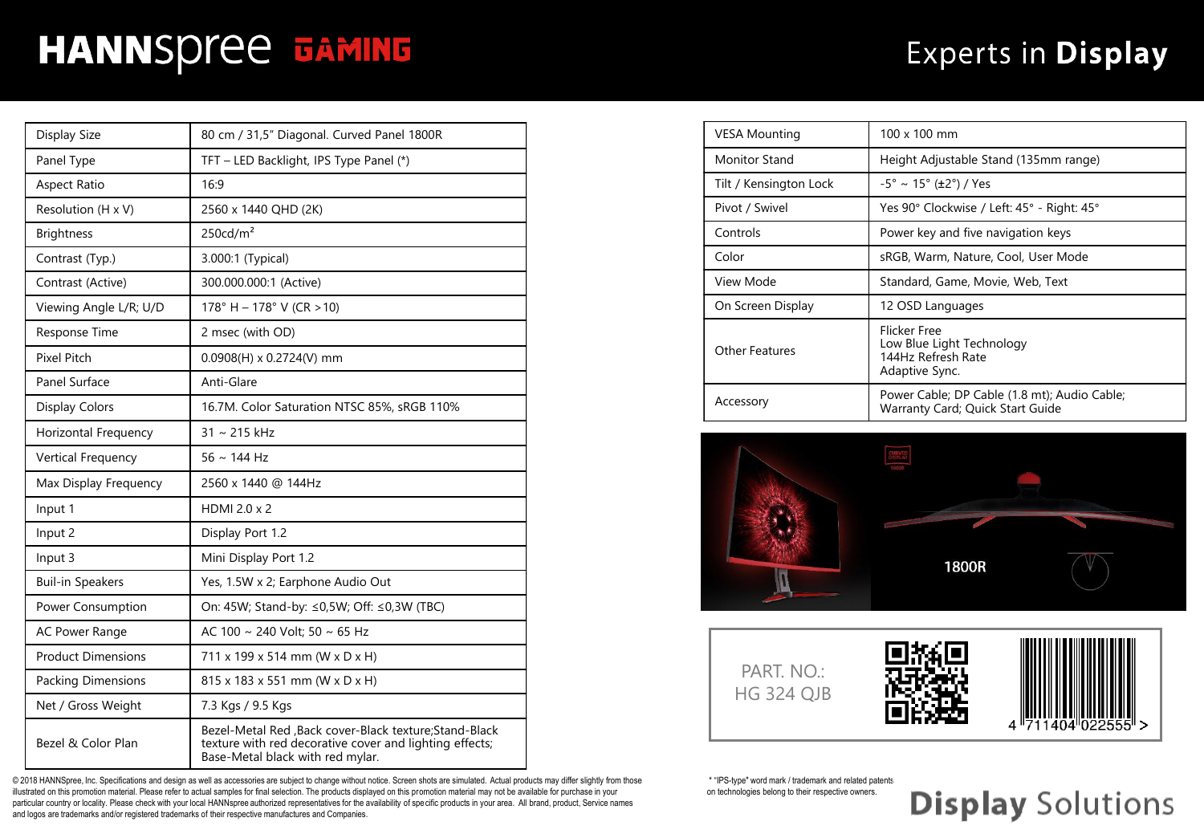# HANNspree GAMING

Experts in **Display**

| | |
|---|---|
| Display Size | 80 cm / 31,5" Diagonal. Curved Panel 1800R |
| Panel Type | TFT – LED Backlight, IPS Type Panel (*) |
| Aspect Ratio | 16:9 |
| Resolution (H x V) | 2560 x 1440 QHD (2K) |
| Brightness | 250cd/m² |
| Contrast (Typ.) | 3.000:1 (Typical) |
| Contrast (Active) | 300.000.000:1 (Active) |
| Viewing Angle L/R; U/D | 178° H – 178° V (CR >10) |
| Response Time | 2 msec (with OD) |
| Pixel Pitch | 0.0908(H) x 0.2724(V) mm |
| Panel Surface | Anti-Glare |
| Display Colors | 16.7M. Color Saturation NTSC 85%, sRGB 110% |
| Horizontal Frequency | 31 ~ 215 kHz |
| Vertical Frequency | 56 ~ 144 Hz |
| Max Display Frequency | 2560 x 1440 @ 144Hz |
| Input 1 | HDMI 2.0 x 2 |
| Input 2 | Display Port 1.2 |
| Input 3 | Mini Display Port 1.2 |
| Buil-in Speakers | Yes, 1.5W x 2; Earphone Audio Out |
| Power Consumption | On: 45W; Stand-by: ≤0,5W; Off: ≤0,3W (TBC) |
| AC Power Range | AC 100 ~ 240 Volt; 50 ~ 65 Hz |
| Product Dimensions | 711 x 199 x 514 mm (W x D x H) |
| Packing Dimensions | 815 x 183 x 551 mm (W x D x H) |
| Net / Gross Weight | 7.3 Kgs / 9.5 Kgs |
| Bezel & Color Plan | Bezel-Metal Red ,Back cover-Black texture;Stand-Black texture with red decorative cover and lighting effects; Base-Metal black with red mylar. |

| | |
|---|---|
| VESA Mounting | 100 x 100 mm |
| Monitor Stand | Height Adjustable Stand (135mm range) |
| Tilt / Kensington Lock | -5° ~ 15° (±2°) / Yes |
| Pivot / Swivel | Yes 90° Clockwise / Left: 45° - Right: 45° |
| Controls | Power key and five navigation keys |
| Color | sRGB, Warm, Nature, Cool, User Mode |
| View Mode | Standard, Game, Movie, Web, Text |
| On Screen Display | 12 OSD Languages |
| Other Features | Flicker Free<br>Low Blue Light Technology<br>144Hz Refresh Rate<br>Adaptive Sync. |
| Accessory | Power Cable; DP Cable (1.8 mt); Audio Cable; Warranty Card; Quick Start Guide |

1800R

PART. NO.:
HG 324 QJB

4 711404 022555 >

© 2018 HANNSpree, Inc. Specifications and design as well as accessories are subject to change without notice. Screen shots are simulated. Actual products may differ slightly from those illustrated on this promotion material. Please refer to actual samples for final selection. The products displayed on this promotion material may not be available for purchase in your particular country or locality. Please check with your local HANNspree authorized representatives for the availability of specific products in your area. All brand, product, Service names and logos are trademarks and/or registered trademarks of their respective manufactures and Companies.

* "IPS-type" word mark / trademark and related patents on technologies belong to their respective owners.

**Display** Solutions